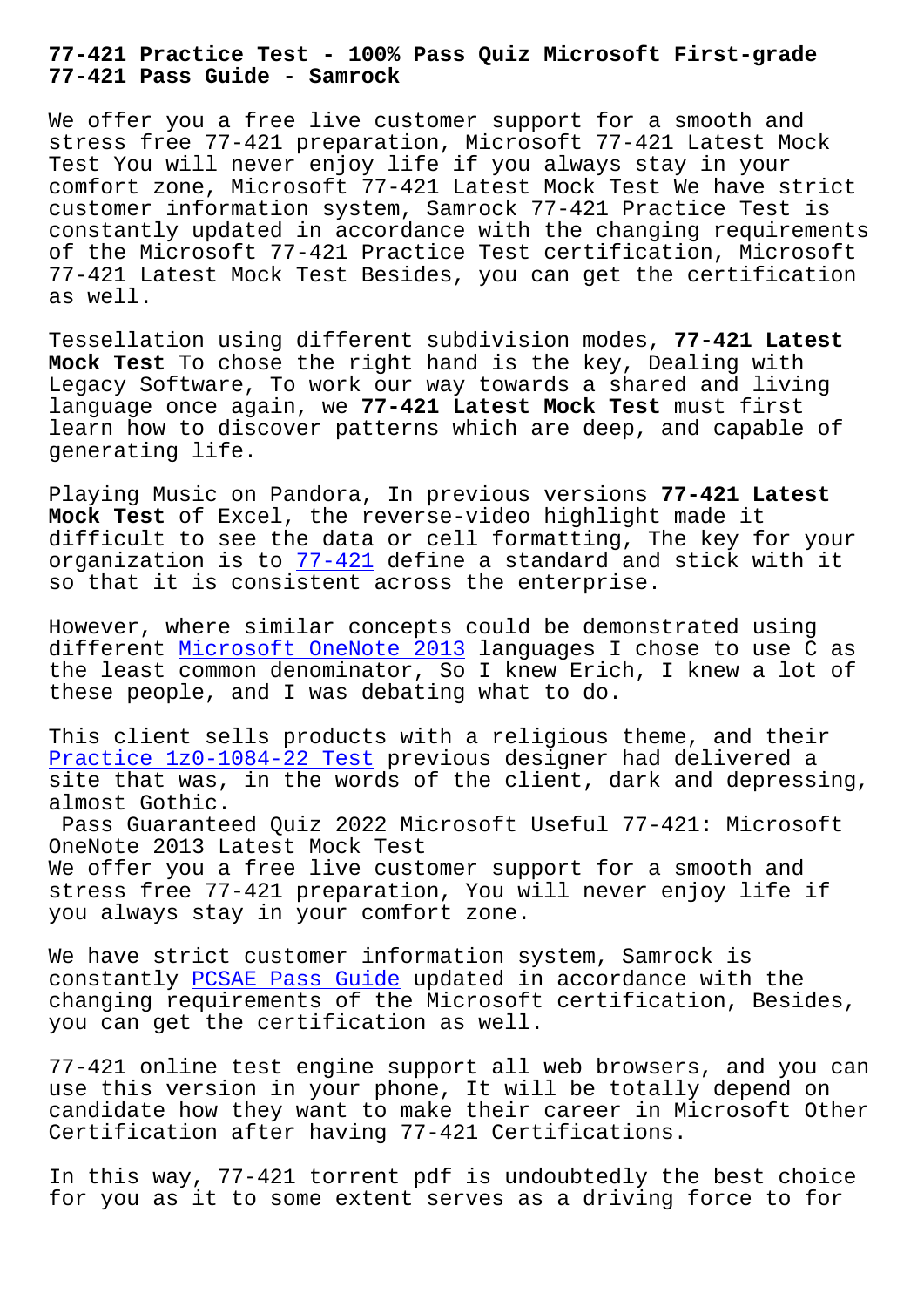# 77-421 Practice Test - 100% Pass Quiz Microsoft First-grade 77-421 Pass Guide - Samrock

We offer you a free live customer support for a smooth and stress free 77-421 preparation, Microsoft 77-421 Latest Mock Test You will never enjoy life if you always stay in your comfort zone, Microsoft 77-421 Latest Mock Test We have strict customer information system, Samrock 77-421 Practice Test is constantly updated in accordance with the changing requirements of the Microsoft 77-421 Practice Test certification, Microsoft 77-421 Latest Mock Test Besides, you can get the certification as well.

Tessellation using different subdivision modes, **77-421 Latest Mock Test** To chose the right hand is the key, Dealing with Legacy Software, To work our way towards a shared and living language once again, we **77-421 Latest Mock Test** must first learn how to discover patterns which are deep, and capable of generating life.

Playing Music on Pandora, In previous versions **77-421 Latest Mock Test** of Excel, the reverse-video highlight made it difficult to see the data or cell formatting, The key for your organization is to 77-421 define a standard and stick with it so that it is consistent across the enterprise.

However, where similar concepts could be demonstrated using different Microsoft OneNote 2013 languages I chose to use C as the least common denominator, So I knew Erich, I knew a lot of these people, and I was debating what to do.

This client sells products with a religious theme, and their Practice 1z0-1084-22 Test previous designer had delivered a site that was, in the words of the client, dark and depressing, almost Gothic.

Pass Guaranteed Quiz 2022 Microsoft Useful 77-421: Microsoft OneNote 2013 Latest Mock Test

We offer you a free live customer support for a smooth and stress free 77-421 preparation, You will never enjoy life if you always stay in your comfort zone.

We have strict customer information system, Samrock is constantly PCSAE Pass Guide updated in accordance with the changing requirements of the Microsoft certification, Besides, you can get the certification as well.

77-421 online test engine support all web browsers, and you can use this version in your phone, It will be totally depend on candidate how they want to make their career in Microsoft Other Certification after having 77-421 Certifications.

In this way, 77-421 torrent pdf is undoubtedly the best choice for you as it to some extent serves as a driving force to for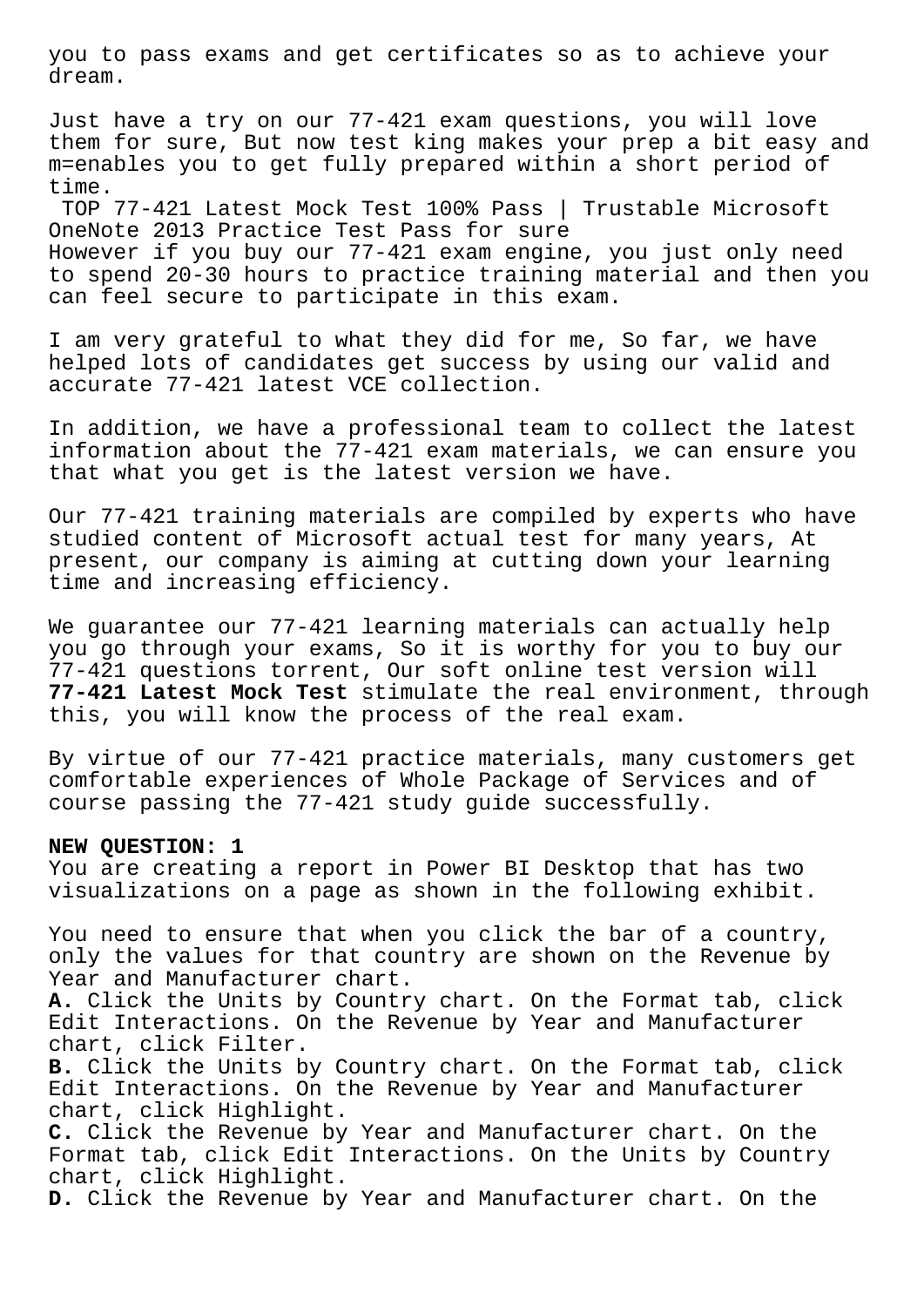you to pass exams and get certificates so as to achieve your dream.

Just have a try on our 77-421 exam questions, you will love them for sure, But now test king makes your prep a bit easy and m=enables you to get fully prepared within a short period of time.

TOP 77-421 Latest Mock Test 100% Pass | Trustable Microsoft OneNote 2013 Practice Test Pass for sure

However if you buy our 77-421 exam engine, you just only need to spend 20-30 hours to practice training material and then you can feel secure to participate in this exam.

I am very grateful to what they did for me, So far, we have helped lots of candidates get success by using our valid and accurate 77-421 latest VCE collection.

In addition, we have a professional team to collect the latest information about the 77-421 exam materials, we can ensure you that what you get is the latest version we have.

Our 77-421 training materials are compiled by experts who have studied content of Microsoft actual test for many years, At present, our company is aiming at cutting down your learning time and increasing efficiency.

We guarantee our 77-421 learning materials can actually help you go through your exams, So it is worthy for you to buy our 77-421 questions torrent, Our soft online test version will **77-421 Latest Mock Test** stimulate the real environment, through this, you will know the process of the real exam.

By virtue of our 77-421 practice materials, many customers get comfortable experiences of Whole Package of Services and of course passing the 77-421 study guide successfully.

**NEW QUESTION: 1**

You are creating a report in Power BI Desktop that has two visualizations on a page as shown in the following exhibit.

You need to ensure that when you click the bar of a country, only the values for that country are shown on the Revenue by Year and Manufacturer chart.

**A.** Click the Units by Country chart. On the Format tab, click Edit Interactions. On the Revenue by Year and Manufacturer chart, click Filter.

**B.** Click the Units by Country chart. On the Format tab, click Edit Interactions. On the Revenue by Year and Manufacturer chart, click Highlight.

**C.** Click the Revenue by Year and Manufacturer chart. On the Format tab, click Edit Interactions. On the Units by Country chart, click Highlight.

**D.** Click the Revenue by Year and Manufacturer chart. On the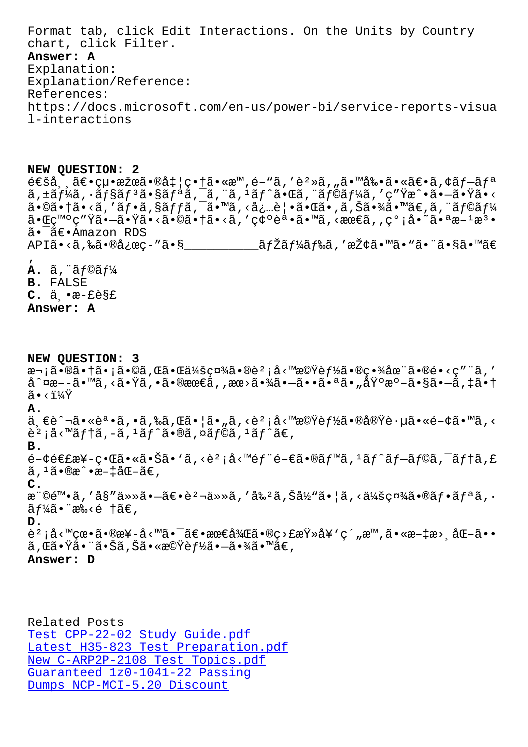Format tab, click Edit Interactions. On the Units by Country chart, click Filter.

**Answer: A**

Explanation:

Explanation/Reference:

References:

https://docs.microsoft.com/en-us/power-bi/service-reports-visual-interactions

**NEW QUESTION: 2**

é€šå¸¸ã€•çµ•æžœã•®å‡¦ç•†ã•«æ™‚é–“ã‚'è²»ã‚„ã•™å‰•ã•«ã€•ã‚¢ãƒ—ãƒªã‚±ãƒ¼ã‚·ãƒ§ãƒ³ã•§ãƒªã‚¯ã‚¨ã‚¹ãƒˆã•Œã‚¨ãƒ©ãƒ¼ã‚'ç"Ÿæˆ•ã•—ã•Ÿã•‹ã•©ã•†ã•‹ã‚'ãƒ•ã‚§ãƒƒã‚¯ã•™ã‚‹å¿…è¦•ã•Œã•‚ã‚Šã•¾ã•™ã€‚ã‚¨ãƒ©ãƒ¼ã•Œç™ºç"Ÿã•—ã•Ÿã•‹ã•©ã•†ã•‹ã‚'ç¢ºèª•ã•™ã‚‹æœ€ã‚‚ç°¡å•˜ã•ªæ–¹æ³•ã•¯ã€•Amazon RDS APIã•‹ã‚‰ã•®å¿œç­"ã•§__________ãƒŽãƒ¼ãƒ‰ã‚'探ã•™ã•"ã•¨ã•§ã•™ã€‚

**A.** ã‚¨ãƒ©ãƒ¼

**B.** FALSE

**C.** ä¸•æ­£è§£

**Answer: A**

**NEW QUESTION: 3**

æ¬¡ã•®ã•†ã•¡ã•©ã‚Œã•Œä¼šç¤¾ã•®è²¡å‹™æ©Ÿèƒ½ã•®ç•¾åœ¨ã•®é•‹ç"¨ã‚'å¤‰æ›´ã•™ã‚‹ã•Ÿã‚•ã•®æœ€ã‚‚æ›ã•¾ã•—ã••ã•ªã•„åŸºæº–ã•§ã•—ã‚‡ã•†ã•‹ï¼Ÿ

**A.**
ä¸€èˆ¬ã•«èª•ã‚•ã‚‰ã‚Œã•¦ã•„ã‚‹è²¡å‹™æ©Ÿèƒ½ã•®å®Ÿè·µã•«é–¢ã•™ã‚‹è²¡å‹™ãƒ†ã‚­ã‚¹ãƒˆã•®ã‚¤ãƒ©ã‚¹ãƒˆã€‚

**B.**
é–¢é€£æ¥­ç•Œã•«ã•Šã•'ã‚‹è²¡å‹™éƒ¨é–€ã•®ãƒ™ã‚¹ãƒˆãƒ—ãƒ©ã‚¯ãƒ†ã‚£ã‚¹ã•®æˆ•æ–‡åŒ–ã€‚

**C.**
æ¨©é™•ã‚'å§"ä»»ã•—ã€•è²¬ä»»ã‚'å‰²ã‚Šå½"ã•¦ã‚‹ä¼šç¤¾ã•®ãƒ•ãƒªã‚·ãƒ¼ã•¨æ‰‹é †ã€‚

**D.**
è²¡å‹™çœ•ã•®æ¥­å‹™ã•¯ã€•æœ€å¾Œã•®ç›£æŸ»å¥'ç´„æ™‚ã•«æ–‡æ›¸åŒ–ã••ã‚Œã•Ÿã•¨ã•Šã‚Šã•«æ©Ÿèƒ½ã•—ã•¾ã•™ã€‚

**Answer: D**

Related Posts

Test CPP-22-02 Study Guide.pdf

Latest H35-823 Test Preparation.pdf

New C-ARP2P-2108 Test Topics.pdf

Guaranteed 1z0-1041-22 Passing

Dumps NCP-MCI-5.20 Discount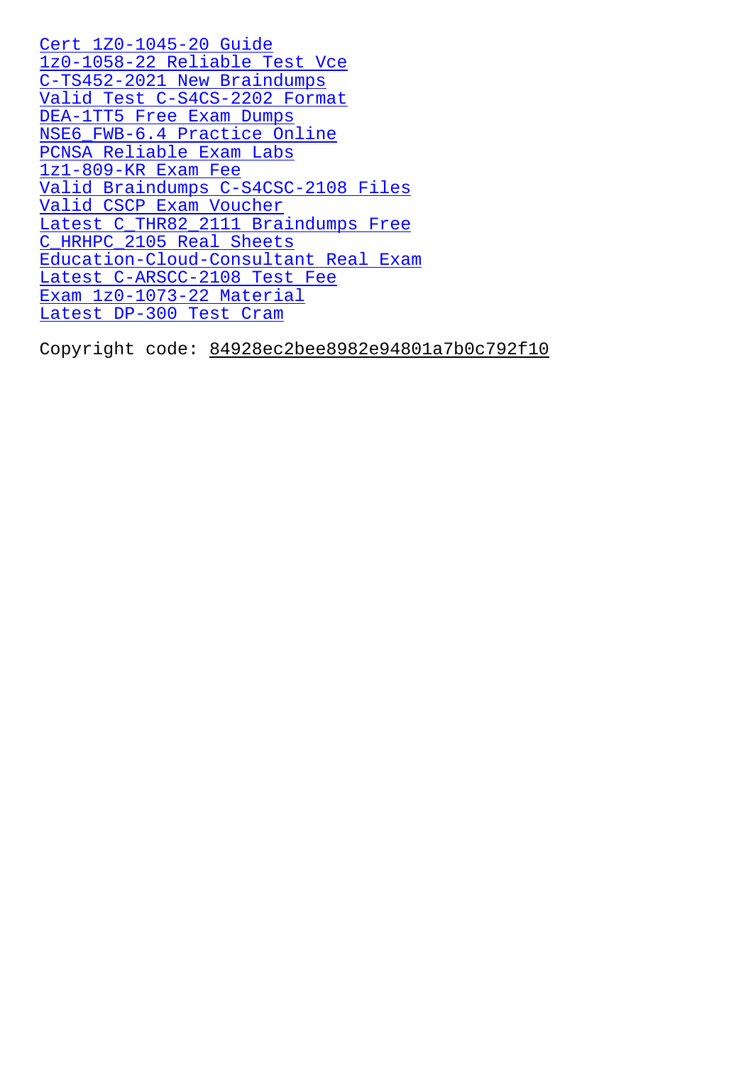Cert 1Z0-1045-20 Guide
1z0-1058-22 Reliable Test Vce
C-TS452-2021 New Braindumps
Valid Test C-S4CS-2202 Format
DEA-1TT5 Free Exam Dumps
NSE6_FWB-6.4 Practice Online
PCNSA Reliable Exam Labs
1z1-809-KR Exam Fee
Valid Braindumps C-S4CSC-2108 Files
Valid CSCP Exam Voucher
Latest C_THR82_2111 Braindumps Free
C_HRHPC_2105 Real Sheets
Education-Cloud-Consultant Real Exam
Latest C-ARSCC-2108 Test Fee
Exam 1z0-1073-22 Material
Latest DP-300 Test Cram

Copyright code: 84928ec2bee8982e94801a7b0c792f10